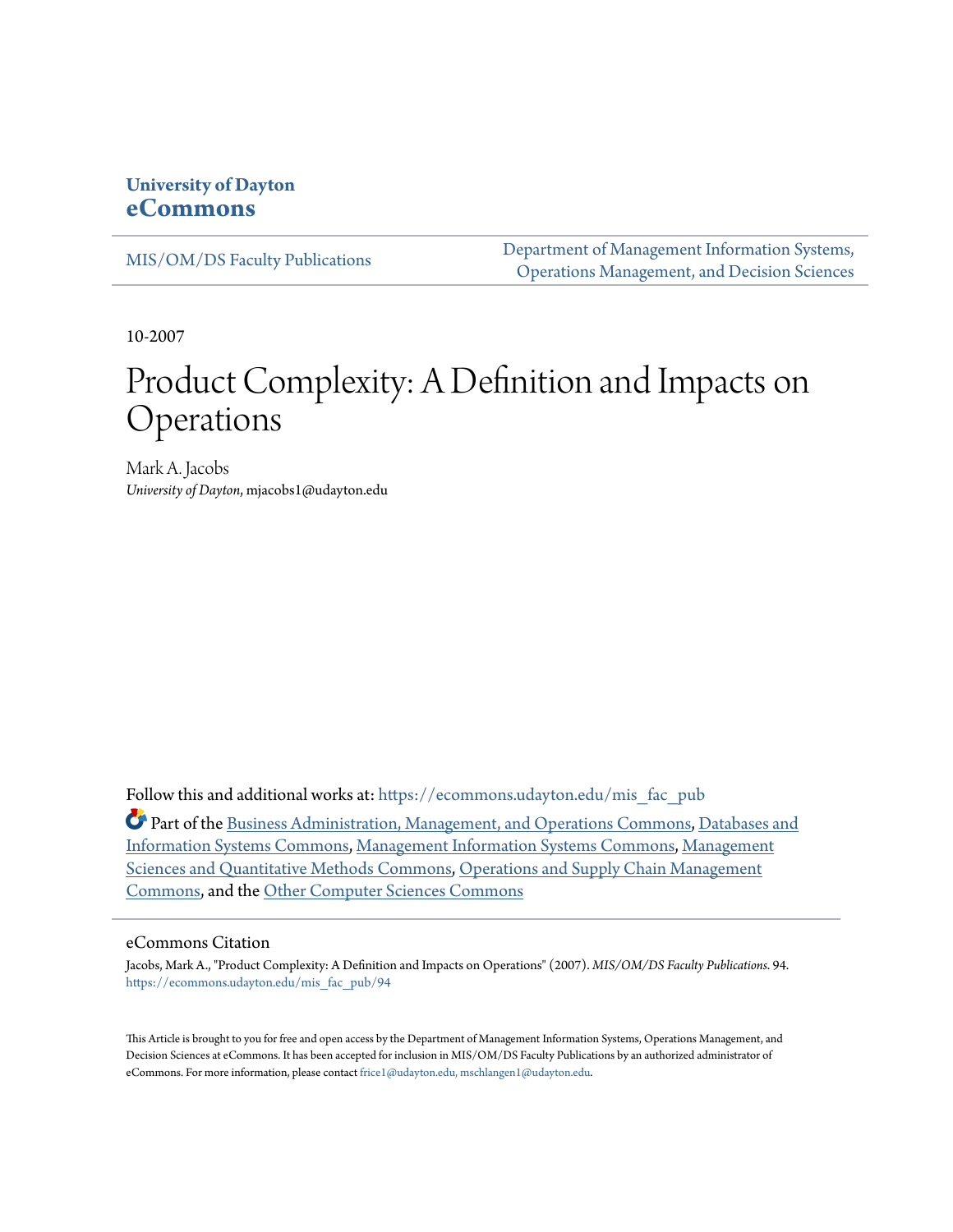University of Dayton
**eCommons**

MIS/OM/DS Faculty Publications

Department of Management Information Systems, Operations Management, and Decision Sciences

10-2007

# Product Complexity: A Definition and Impacts on Operations

Mark A. Jacobs
*University of Dayton*, mjacobs1@udayton.edu

Follow this and additional works at: https://ecommons.udayton.edu/mis_fac_pub

Part of the Business Administration, Management, and Operations Commons, Databases and Information Systems Commons, Management Information Systems Commons, Management Sciences and Quantitative Methods Commons, Operations and Supply Chain Management Commons, and the Other Computer Sciences Commons

## eCommons Citation

Jacobs, Mark A., "Product Complexity: A Definition and Impacts on Operations" (2007). *MIS/OM/DS Faculty Publications*. 94.
https://ecommons.udayton.edu/mis_fac_pub/94

This Article is brought to you for free and open access by the Department of Management Information Systems, Operations Management, and Decision Sciences at eCommons. It has been accepted for inclusion in MIS/OM/DS Faculty Publications by an authorized administrator of eCommons. For more information, please contact frice1@udayton.edu, mschlangen1@udayton.edu.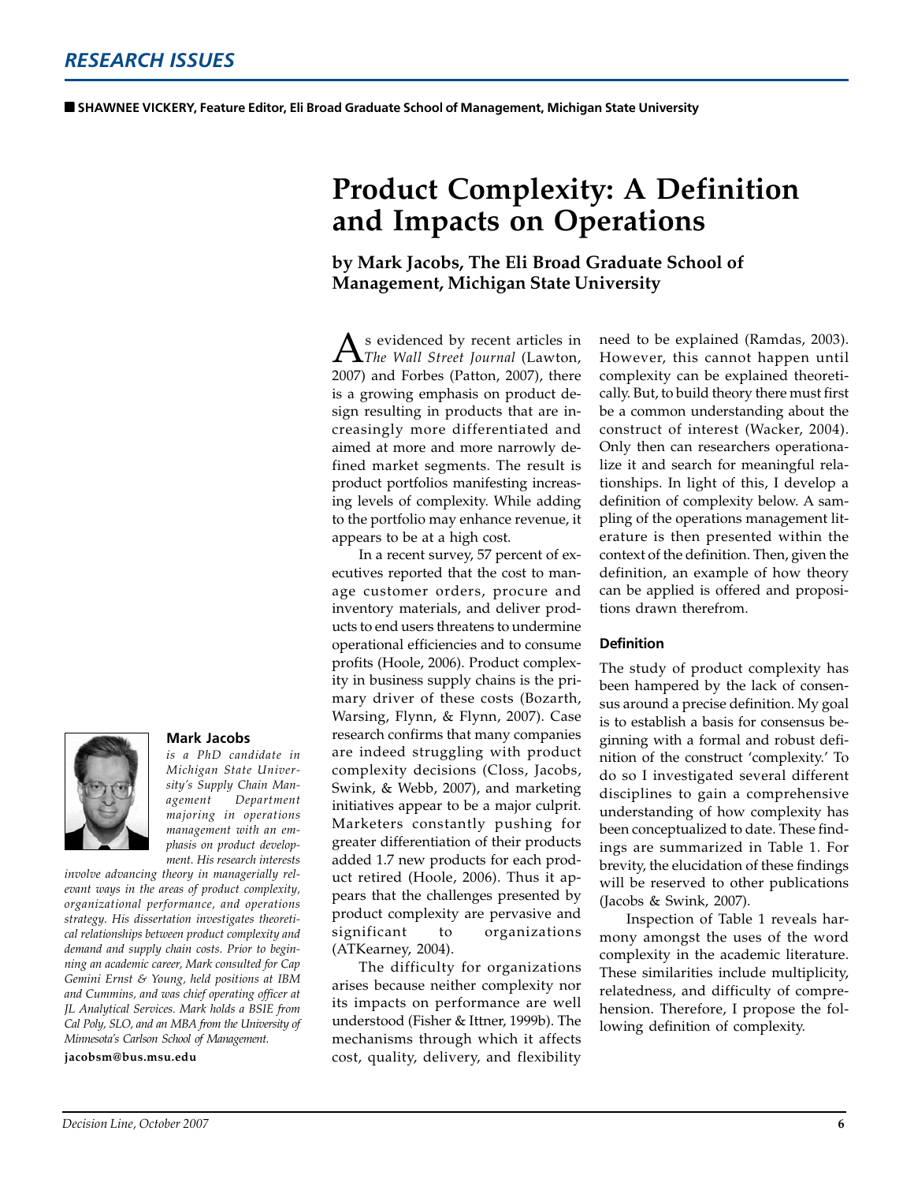## RESEARCH ISSUES

■ **SHAWNEE VICKERY, Feature Editor, Eli Broad Graduate School of Management, Michigan State University**

# Product Complexity: A Definition and Impacts on Operations

**by Mark Jacobs, The Eli Broad Graduate School of Management, Michigan State University**

As evidenced by recent articles in *The Wall Street Journal* (Lawton, 2007) and Forbes (Patton, 2007), there is a growing emphasis on product design resulting in products that are increasingly more differentiated and aimed at more and more narrowly defined market segments. The result is product portfolios manifesting increasing levels of complexity. While adding to the portfolio may enhance revenue, it appears to be at a high cost.

In a recent survey, 57 percent of executives reported that the cost to manage customer orders, procure and inventory materials, and deliver products to end users threatens to undermine operational efficiencies and to consume profits (Hoole, 2006). Product complexity in business supply chains is the primary driver of these costs (Bozarth, Warsing, Flynn, & Flynn, 2007). Case research confirms that many companies are indeed struggling with product complexity decisions (Closs, Jacobs, Swink, & Webb, 2007), and marketing initiatives appear to be a major culprit. Marketers constantly pushing for greater differentiation of their products added 1.7 new products for each product retired (Hoole, 2006). Thus it appears that the challenges presented by product complexity are pervasive and significant to organizations (ATKearney, 2004).

The difficulty for organizations arises because neither complexity nor its impacts on performance are well understood (Fisher & Ittner, 1999b). The mechanisms through which it affects cost, quality, delivery, and flexibility need to be explained (Ramdas, 2003). However, this cannot happen until complexity can be explained theoretically. But, to build theory there must first be a common understanding about the construct of interest (Wacker, 2004). Only then can researchers operationalize it and search for meaningful relationships. In light of this, I develop a definition of complexity below. A sampling of the operations management literature is then presented within the context of the definition. Then, given the definition, an example of how theory can be applied is offered and propositions drawn therefrom.

### Definition

The study of product complexity has been hampered by the lack of consensus around a precise definition. My goal is to establish a basis for consensus beginning with a formal and robust definition of the construct 'complexity.' To do so I investigated several different disciplines to gain a comprehensive understanding of how complexity has been conceptualized to date. These findings are summarized in Table 1. For brevity, the elucidation of these findings will be reserved to other publications (Jacobs & Swink, 2007).

Inspection of Table 1 reveals harmony amongst the uses of the word complexity in the academic literature. These similarities include multiplicity, relatedness, and difficulty of comprehension. Therefore, I propose the following definition of complexity.

**Mark Jacobs**

*is a PhD candidate in Michigan State University's Supply Chain Management Department majoring in operations management with an emphasis on product development. His research interests involve advancing theory in managerially relevant ways in the areas of product complexity, organizational performance, and operations strategy. His dissertation investigates theoretical relationships between product complexity and demand and supply chain costs. Prior to beginning an academic career, Mark consulted for Cap Gemini Ernst & Young, held positions at IBM and Cummins, and was chief operating officer at JL Analytical Services. Mark holds a BSIE from Cal Poly, SLO, and an MBA from the University of Minnesota's Carlson School of Management.*

**jacobsm@bus.msu.edu**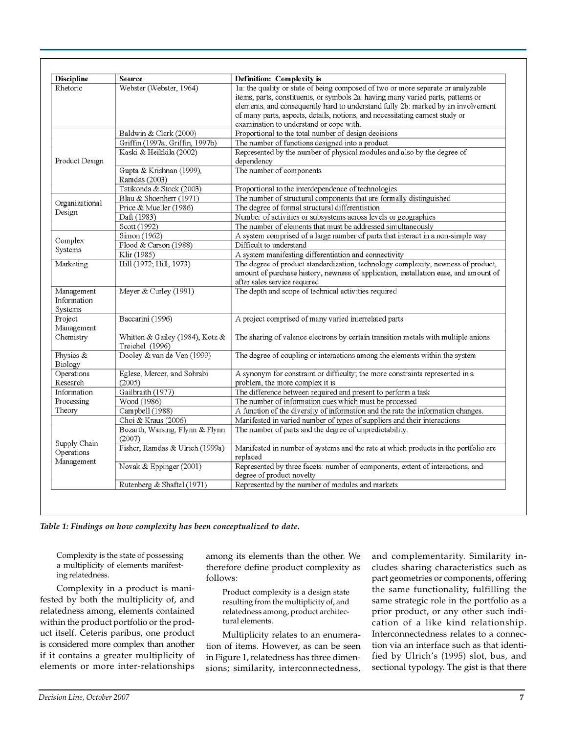| Discipline | Source | Definition: Complexity is |
|---|---|---|
| Rhetoric | Webster (Webster, 1964) | 1a: the quality or state of being composed of two or more separate or analyzable items, parts, constituents, or symbols 2a: having many varied parts, patterns or elements, and consequently hard to understand fully 2b: marked by an involvement of many parts, aspects, details, notions, and necessitating earnest study or examination to understand or cope with. |
| Product Design | Baldwin & Clark (2000) | Proportional to the total number of design decisions |
| | Griffin (1997a; Griffin, 1997b) | The number of functions designed into a product |
| | Kaski & Heikkila (2002) | Represented by the number of physical modules and also by the degree of dependency |
| | Gupta & Krishnan (1999), Ramdas (2003) | The number of components |
| | Tatikonda & Stock (2003) | Proportional to the interdependence of technologies |
| Organizational Design | Blau & Shoenherr (1971) | The number of structural components that are formally distinguished |
| | Price & Mueller (1986) | The degree of formal structural differentiation |
| | Daft (1983) | Number of activities or subsystems across levels or geographies |
| | Scott (1992) | The number of elements that must be addressed simultaneously |
| Complex Systems | Simon (1962) | A system comprised of a large number of parts that interact in a non-simple way |
| | Flood & Carson (1988) | Difficult to understand |
| | Klir (1985) | A system manifesting differentiation and connectivity |
| Marketing | Hill (1972; Hill, 1973) | The degree of product standardization, technology complexity, newness of product, amount of purchase history, newness of application, installation ease, and amount of after sales service required |
| Management Information Systems | Meyer & Curley (1991) | The depth and scope of technical activities required |
| Project Management | Baccarini (1996) | A project comprised of many varied interrelated parts |
| Chemistry | Whitten & Gailey (1984), Kotz & Treichel (1996) | The sharing of valence electrons by certain transition metals with multiple anions |
| Physics & Biology | Dooley & van de Ven (1999) | The degree of coupling or interactions among the elements within the system |
| Operations Research | Eglese, Mercer, and Sohrabi (2005) | A synonym for constraint or difficulty; the more constraints represented in a problem, the more complex it is |
| Information Processing Theory | Gailbraith (1977) | The difference between required and present to perform a task |
| | Wood (1986) | The number of information cues which must be processed |
| | Campbell (1988) | A function of the diversity of information and the rate the information changes. |
| Supply Chain Operations Management | Choi & Kraus (2006) | Manifested in varied number of types of suppliers and their interactions |
| | Bozarth, Warsing, Flynn & Flynn (2007) | The number of parts and the degree of unpredictability. |
| | Fisher, Ramdas & Ulrich (1999a) | Manifested in number of systems and the rate at which products in the portfolio are replaced |
| | Novak & Eppinger (2001) | Represented by three facets: number of components, extent of interactions, and degree of product novelty |
| | Rutenberg & Shaftel (1971) | Represented by the number of modules and markets |

*Table 1: Findings on how complexity has been conceptualized to date.*

> Complexity is the state of possessing a multiplicity of elements manifesting relatedness.

Complexity in a product is manifested by both the multiplicity of, and relatedness among, elements contained within the product portfolio or the product itself. Ceteris paribus, one product is considered more complex than another if it contains a greater multiplicity of elements or more inter-relationships among its elements than the other. We therefore define product complexity as follows:

> Product complexity is a design state resulting from the multiplicity of, and relatedness among, product architectural elements.

Multiplicity relates to an enumeration of items. However, as can be seen in Figure 1, relatedness has three dimensions; similarity, interconnectedness, and complementarity. Similarity includes sharing characteristics such as part geometries or components, offering the same functionality, fulfilling the same strategic role in the portfolio as a prior product, or any other such indication of a like kind relationship. Interconnectedness relates to a connection via an interface such as that identified by Ulrich's (1995) slot, bus, and sectional typology. The gist is that there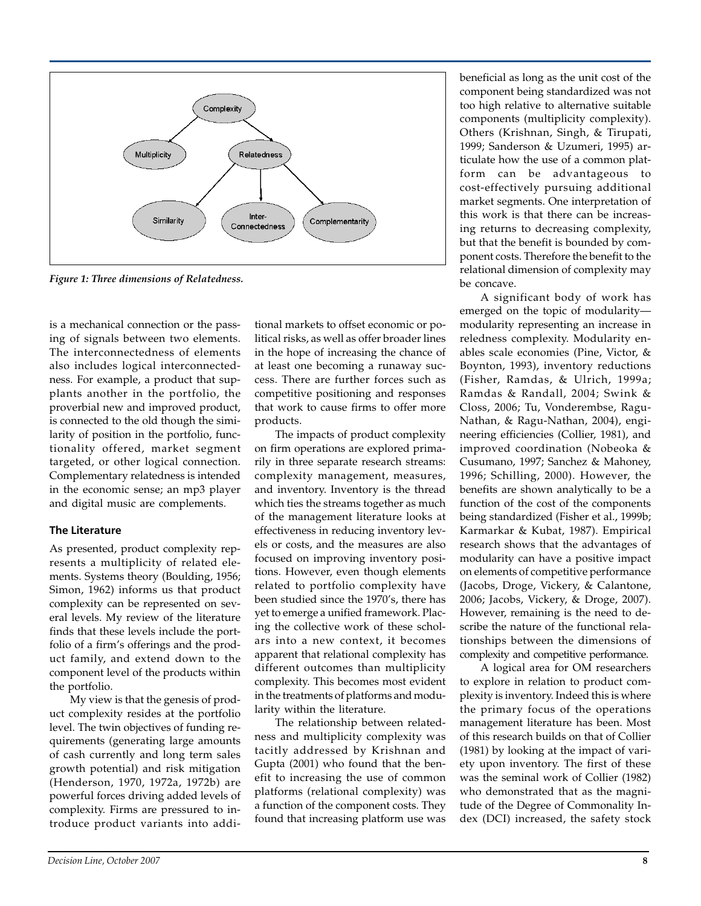Figure 1: Three dimensions of Relatedness.

is a mechanical connection or the passing of signals between two elements. The interconnectedness of elements also includes logical interconnectedness. For example, a product that supplants another in the portfolio, the proverbial new and improved product, is connected to the old though the similarity of position in the portfolio, functionality offered, market segment targeted, or other logical connection. Complementary relatedness is intended in the economic sense; an mp3 player and digital music are complements.

### The Literature

As presented, product complexity represents a multiplicity of related elements. Systems theory (Boulding, 1956; Simon, 1962) informs us that product complexity can be represented on several levels. My review of the literature finds that these levels include the portfolio of a firm's offerings and the product family, and extend down to the component level of the products within the portfolio.

My view is that the genesis of product complexity resides at the portfolio level. The twin objectives of funding requirements (generating large amounts of cash currently and long term sales growth potential) and risk mitigation (Henderson, 1970, 1972a, 1972b) are powerful forces driving added levels of complexity. Firms are pressured to introduce product variants into additional markets to offset economic or political risks, as well as offer broader lines in the hope of increasing the chance of at least one becoming a runaway success. There are further forces such as competitive positioning and responses that work to cause firms to offer more products.

The impacts of product complexity on firm operations are explored primarily in three separate research streams: complexity management, measures, and inventory. Inventory is the thread which ties the streams together as much of the management literature looks at effectiveness in reducing inventory levels or costs, and the measures are also focused on improving inventory positions. However, even though elements related to portfolio complexity have been studied since the 1970's, there has yet to emerge a unified framework. Placing the collective work of these scholars into a new context, it becomes apparent that relational complexity has different outcomes than multiplicity complexity. This becomes most evident in the treatments of platforms and modularity within the literature.

The relationship between relatedness and multiplicity complexity was tacitly addressed by Krishnan and Gupta (2001) who found that the benefit to increasing the use of common platforms (relational complexity) was a function of the component costs. They found that increasing platform use was beneficial as long as the unit cost of the component being standardized was not too high relative to alternative suitable components (multiplicity complexity). Others (Krishnan, Singh, & Tirupati, 1999; Sanderson & Uzumeri, 1995) articulate how the use of a common platform can be advantageous to cost-effectively pursuing additional market segments. One interpretation of this work is that there can be increasing returns to decreasing complexity, but that the benefit is bounded by component costs. Therefore the benefit to the relational dimension of complexity may be concave.

A significant body of work has emerged on the topic of modularity—modularity representing an increase in reledness complexity. Modularity enables scale economies (Pine, Victor, & Boynton, 1993), inventory reductions (Fisher, Ramdas, & Ulrich, 1999a; Ramdas & Randall, 2004; Swink & Closs, 2006; Tu, Vonderembse, Ragu-Nathan, & Ragu-Nathan, 2004), engineering efficiencies (Collier, 1981), and improved coordination (Nobeoka & Cusumano, 1997; Sanchez & Mahoney, 1996; Schilling, 2000). However, the benefits are shown analytically to be a function of the cost of the components being standardized (Fisher et al., 1999b; Karmarkar & Kubat, 1987). Empirical research shows that the advantages of modularity can have a positive impact on elements of competitive performance (Jacobs, Droge, Vickery, & Calantone, 2006; Jacobs, Vickery, & Droge, 2007). However, remaining is the need to describe the nature of the functional relationships between the dimensions of complexity and competitive performance.

A logical area for OM researchers to explore in relation to product complexity is inventory. Indeed this is where the primary focus of the operations management literature has been. Most of this research builds on that of Collier (1981) by looking at the impact of variety upon inventory. The first of these was the seminal work of Collier (1982) who demonstrated that as the magnitude of the Degree of Commonality Index (DCI) increased, the safety stock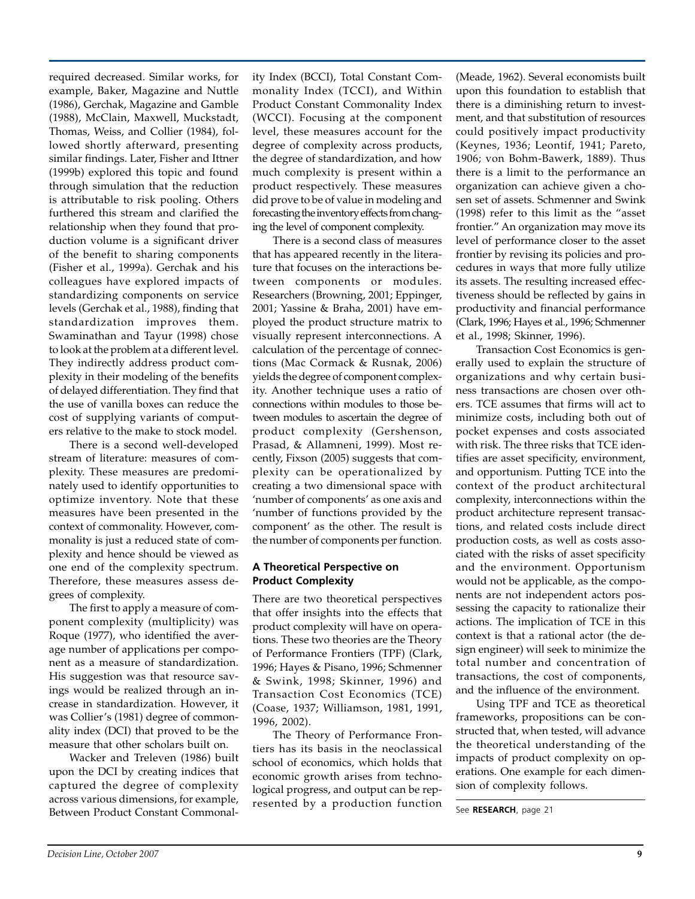required decreased. Similar works, for example, Baker, Magazine and Nuttle (1986), Gerchak, Magazine and Gamble (1988), McClain, Maxwell, Muckstadt, Thomas, Weiss, and Collier (1984), followed shortly afterward, presenting similar findings. Later, Fisher and Ittner (1999b) explored this topic and found through simulation that the reduction is attributable to risk pooling. Others furthered this stream and clarified the relationship when they found that production volume is a significant driver of the benefit to sharing components (Fisher et al., 1999a). Gerchak and his colleagues have explored impacts of standardizing components on service levels (Gerchak et al., 1988), finding that standardization improves them. Swaminathan and Tayur (1998) chose to look at the problem at a different level. They indirectly address product complexity in their modeling of the benefits of delayed differentiation. They find that the use of vanilla boxes can reduce the cost of supplying variants of computers relative to the make to stock model.

There is a second well-developed stream of literature: measures of complexity. These measures are predominately used to identify opportunities to optimize inventory. Note that these measures have been presented in the context of commonality. However, commonality is just a reduced state of complexity and hence should be viewed as one end of the complexity spectrum. Therefore, these measures assess degrees of complexity.

The first to apply a measure of component complexity (multiplicity) was Roque (1977), who identified the average number of applications per component as a measure of standardization. His suggestion was that resource savings would be realized through an increase in standardization. However, it was Collier's (1981) degree of commonality index (DCI) that proved to be the measure that other scholars built on.

Wacker and Treleven (1986) built upon the DCI by creating indices that captured the degree of complexity across various dimensions, for example, Between Product Constant Commonality Index (BCCI), Total Constant Commonality Index (TCCI), and Within Product Constant Commonality Index (WCCI). Focusing at the component level, these measures account for the degree of complexity across products, the degree of standardization, and how much complexity is present within a product respectively. These measures did prove to be of value in modeling and forecasting the inventory effects from changing the level of component complexity.

There is a second class of measures that has appeared recently in the literature that focuses on the interactions between components or modules. Researchers (Browning, 2001; Eppinger, 2001; Yassine & Braha, 2001) have employed the product structure matrix to visually represent interconnections. A calculation of the percentage of connections (Mac Cormack & Rusnak, 2006) yields the degree of component complexity. Another technique uses a ratio of connections within modules to those between modules to ascertain the degree of product complexity (Gershenson, Prasad, & Allamneni, 1999). Most recently, Fixson (2005) suggests that complexity can be operationalized by creating a two dimensional space with 'number of components' as one axis and 'number of functions provided by the component' as the other. The result is the number of components per function.

### A Theoretical Perspective on Product Complexity

There are two theoretical perspectives that offer insights into the effects that product complexity will have on operations. These two theories are the Theory of Performance Frontiers (TPF) (Clark, 1996; Hayes & Pisano, 1996; Schmenner & Swink, 1998; Skinner, 1996) and Transaction Cost Economics (TCE) (Coase, 1937; Williamson, 1981, 1991, 1996, 2002).

The Theory of Performance Frontiers has its basis in the neoclassical school of economics, which holds that economic growth arises from technological progress, and output can be represented by a production function (Meade, 1962). Several economists built upon this foundation to establish that there is a diminishing return to investment, and that substitution of resources could positively impact productivity (Keynes, 1936; Leontif, 1941; Pareto, 1906; von Bohm-Bawerk, 1889). Thus there is a limit to the performance an organization can achieve given a chosen set of assets. Schmenner and Swink (1998) refer to this limit as the "asset frontier." An organization may move its level of performance closer to the asset frontier by revising its policies and procedures in ways that more fully utilize its assets. The resulting increased effectiveness should be reflected by gains in productivity and financial performance (Clark, 1996; Hayes et al., 1996; Schmenner et al., 1998; Skinner, 1996).

Transaction Cost Economics is generally used to explain the structure of organizations and why certain business transactions are chosen over others. TCE assumes that firms will act to minimize costs, including both out of pocket expenses and costs associated with risk. The three risks that TCE identifies are asset specificity, environment, and opportunism. Putting TCE into the context of the product architectural complexity, interconnections within the product architecture represent transactions, and related costs include direct production costs, as well as costs associated with the risks of asset specificity and the environment. Opportunism would not be applicable, as the components are not independent actors possessing the capacity to rationalize their actions. The implication of TCE in this context is that a rational actor (the design engineer) will seek to minimize the total number and concentration of transactions, the cost of components, and the influence of the environment.

Using TPF and TCE as theoretical frameworks, propositions can be constructed that, when tested, will advance the theoretical understanding of the impacts of product complexity on operations. One example for each dimension of complexity follows.

See **RESEARCH**, page 21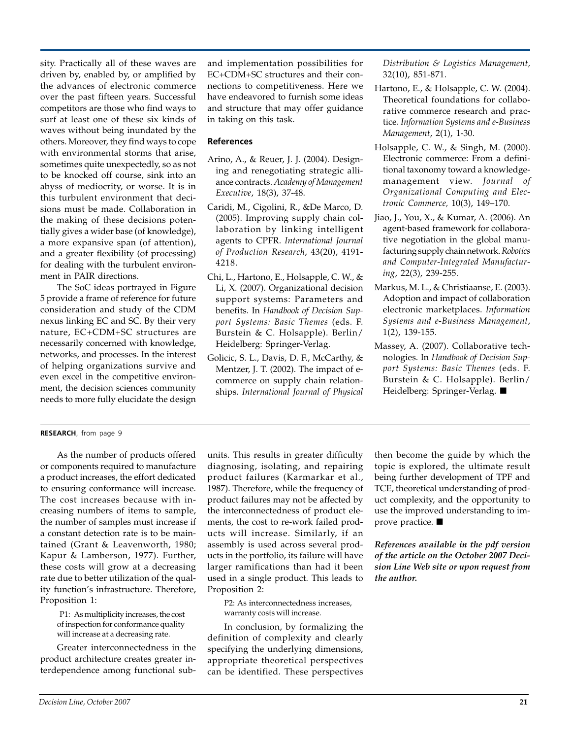sity. Practically all of these waves are driven by, enabled by, or amplified by the advances of electronic commerce over the past fifteen years. Successful competitors are those who find ways to surf at least one of these six kinds of waves without being inundated by the others. Moreover, they find ways to cope with environmental storms that arise, sometimes quite unexpectedly, so as not to be knocked off course, sink into an abyss of mediocrity, or worse. It is in this turbulent environment that decisions must be made. Collaboration in the making of these decisions potentially gives a wider base (of knowledge), a more expansive span (of attention), and a greater flexibility (of processing) for dealing with the turbulent environment in PAIR directions.

The SoC ideas portrayed in Figure 5 provide a frame of reference for future consideration and study of the CDM nexus linking EC and SC. By their very nature, EC+CDM+SC structures are necessarily concerned with knowledge, networks, and processes. In the interest of helping organizations survive and even excel in the competitive environment, the decision sciences community needs to more fully elucidate the design and implementation possibilities for EC+CDM+SC structures and their connections to competitiveness. Here we have endeavored to furnish some ideas and structure that may offer guidance in taking on this task.

### References

Arino, A., & Reuer, J. J. (2004). Designing and renegotiating strategic alliance contracts. *Academy of Management Executive*, 18(3), 37-48.

Caridi, M., Cigolini, R., &De Marco, D. (2005). Improving supply chain collaboration by linking intelligent agents to CPFR. *International Journal of Production Research*, 43(20), 4191-4218.

Chi, L., Hartono, E., Holsapple, C. W., & Li, X. (2007). Organizational decision support systems: Parameters and benefits. In *Handbook of Decision Support Systems: Basic Themes* (eds. F. Burstein & C. Holsapple). Berlin/Heidelberg: Springer-Verlag.

Golicic, S. L., Davis, D. F., McCarthy, & Mentzer, J. T. (2002). The impact of e-commerce on supply chain relationships. *International Journal of Physical Distribution & Logistics Management,* 32(10), 851-871.

Hartono, E., & Holsapple, C. W. (2004). Theoretical foundations for collaborative commerce research and practice. *Information Systems and e-Business Management*, 2(1), 1-30.

Holsapple, C. W., & Singh, M. (2000). Electronic commerce: From a definitional taxonomy toward a knowledge-management view. *Journal of Organizational Computing and Electronic Commerce,* 10(3), 149–170.

Jiao, J., You, X., & Kumar, A. (2006). An agent-based framework for collaborative negotiation in the global manufacturing supply chain network. *Robotics and Computer-Integrated Manufacturing*, 22(3), 239-255.

Markus, M. L., & Christiaanse, E. (2003). Adoption and impact of collaboration electronic marketplaces. *Information Systems and e-Business Management*, 1(2), 139-155.

Massey, A. (2007). Collaborative technologies. In *Handbook of Decision Support Systems: Basic Themes* (eds. F. Burstein & C. Holsapple). Berlin/Heidelberg: Springer-Verlag. ■

---

**RESEARCH**, from page 9

As the number of products offered or components required to manufacture a product increases, the effort dedicated to ensuring conformance will increase. The cost increases because with increasing numbers of items to sample, the number of samples must increase if a constant detection rate is to be maintained (Grant & Leavenworth, 1980; Kapur & Lamberson, 1977). Further, these costs will grow at a decreasing rate due to better utilization of the quality function's infrastructure. Therefore, Proposition 1:

> P1: As multiplicity increases, the cost of inspection for conformance quality will increase at a decreasing rate.

Greater interconnectedness in the product architecture creates greater interdependence among functional subunits. This results in greater difficulty diagnosing, isolating, and repairing product failures (Karmarkar et al., 1987). Therefore, while the frequency of product failures may not be affected by the interconnectedness of product elements, the cost to re-work failed products will increase. Similarly, if an assembly is used across several products in the portfolio, its failure will have larger ramifications than had it been used in a single product. This leads to Proposition 2:

> P2: As interconnectedness increases, warranty costs will increase.

In conclusion, by formalizing the definition of complexity and clearly specifying the underlying dimensions, appropriate theoretical perspectives can be identified. These perspectives then become the guide by which the topic is explored, the ultimate result being further development of TPF and TCE, theoretical understanding of product complexity, and the opportunity to use the improved understanding to improve practice. ■

***References available in the pdf version of the article on the October 2007 Decision Line Web site or upon request from the author.***